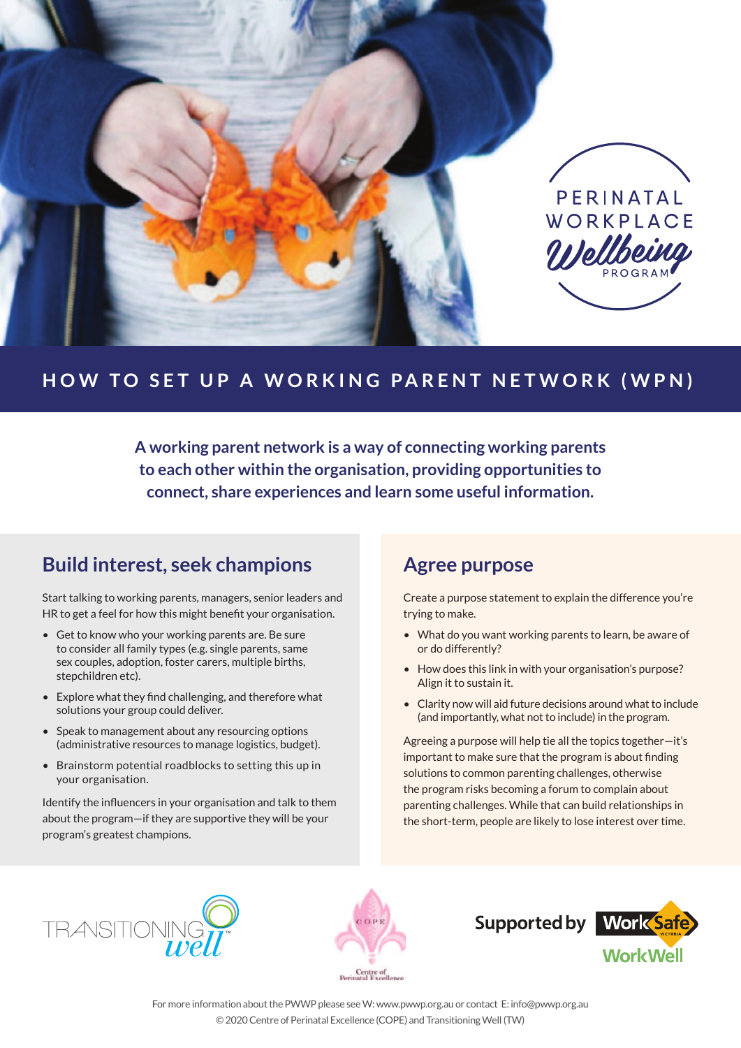PERINATAL WORKPLACE Wellbeing PROGRAM

# HOW TO SET UP A WORKING PARENT NETWORK (WPN)

**A working parent network is a way of connecting working parents to each other within the organisation, providing opportunities to connect, share experiences and learn some useful information.**

## Build interest, seek champions

Start talking to working parents, managers, senior leaders and HR to get a feel for how this might benefit your organisation.

- Get to know who your working parents are. Be sure to consider all family types (e.g. single parents, same sex couples, adoption, foster carers, multiple births, stepchildren etc).
- Explore what they find challenging, and therefore what solutions your group could deliver.
- Speak to management about any resourcing options (administrative resources to manage logistics, budget).
- Brainstorm potential roadblocks to setting this up in your organisation.

Identify the influencers in your organisation and talk to them about the program—if they are supportive they will be your program's greatest champions.

## Agree purpose

Create a purpose statement to explain the difference you're trying to make.

- What do you want working parents to learn, be aware of or do differently?
- How does this link in with your organisation's purpose? Align it to sustain it.
- Clarity now will aid future decisions around what to include (and importantly, what not to include) in the program.

Agreeing a purpose will help tie all the topics together—it's important to make sure that the program is about finding solutions to common parenting challenges, otherwise the program risks becoming a forum to complain about parenting challenges. While that can build relationships in the short-term, people are likely to lose interest over time.

TRANSITIONING well

COPE Centre of Perinatal Excellence

Supported by WorkSafe Victoria WorkWell

For more information about the PWWP please see W: www.pwwp.org.au or contact E: info@pwwp.org.au
© 2020 Centre of Perinatal Excellence (COPE) and Transitioning Well (TW)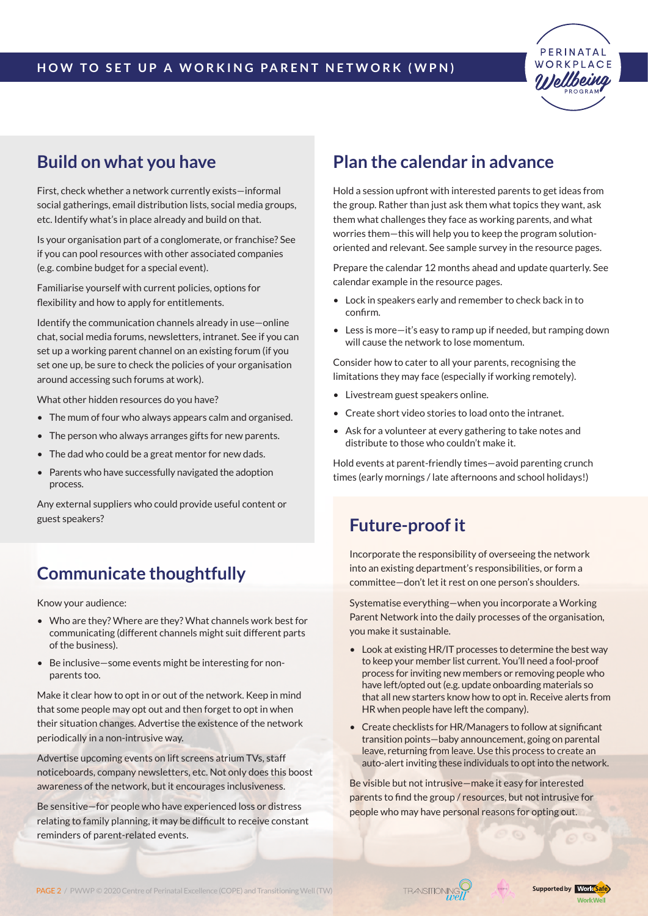# HOW TO SET UP A WORKING PARENT NETWORK (WPN)

## Build on what you have

First, check whether a network currently exists—informal social gatherings, email distribution lists, social media groups, etc. Identify what's in place already and build on that.

Is your organisation part of a conglomerate, or franchise? See if you can pool resources with other associated companies (e.g. combine budget for a special event).

Familiarise yourself with current policies, options for flexibility and how to apply for entitlements.

Identify the communication channels already in use—online chat, social media forums, newsletters, intranet. See if you can set up a working parent channel on an existing forum (if you set one up, be sure to check the policies of your organisation around accessing such forums at work).

What other hidden resources do you have?

- The mum of four who always appears calm and organised.
- The person who always arranges gifts for new parents.
- The dad who could be a great mentor for new dads.
- Parents who have successfully navigated the adoption process.

Any external suppliers who could provide useful content or guest speakers?

## Communicate thoughtfully

Know your audience:

- Who are they? Where are they? What channels work best for communicating (different channels might suit different parts of the business).
- Be inclusive—some events might be interesting for non-parents too.

Make it clear how to opt in or out of the network. Keep in mind that some people may opt out and then forget to opt in when their situation changes. Advertise the existence of the network periodically in a non-intrusive way.

Advertise upcoming events on lift screens atrium TVs, staff noticeboards, company newsletters, etc. Not only does this boost awareness of the network, but it encourages inclusiveness.

Be sensitive—for people who have experienced loss or distress relating to family planning, it may be difficult to receive constant reminders of parent-related events.

## Plan the calendar in advance

Hold a session upfront with interested parents to get ideas from the group. Rather than just ask them what topics they want, ask them what challenges they face as working parents, and what worries them—this will help you to keep the program solution-oriented and relevant. See sample survey in the resource pages.

Prepare the calendar 12 months ahead and update quarterly. See calendar example in the resource pages.

- Lock in speakers early and remember to check back in to confirm.
- Less is more—it's easy to ramp up if needed, but ramping down will cause the network to lose momentum.

Consider how to cater to all your parents, recognising the limitations they may face (especially if working remotely).

- Livestream guest speakers online.
- Create short video stories to load onto the intranet.
- Ask for a volunteer at every gathering to take notes and distribute to those who couldn't make it.

Hold events at parent-friendly times—avoid parenting crunch times (early mornings / late afternoons and school holidays!)

## Future-proof it

Incorporate the responsibility of overseeing the network into an existing department's responsibilities, or form a committee—don't let it rest on one person's shoulders.

Systematise everything—when you incorporate a Working Parent Network into the daily processes of the organisation, you make it sustainable.

- Look at existing HR/IT processes to determine the best way to keep your member list current. You'll need a fool-proof process for inviting new members or removing people who have left/opted out (e.g. update onboarding materials so that all new starters know how to opt in. Receive alerts from HR when people have left the company).
- Create checklists for HR/Managers to follow at significant transition points—baby announcement, going on parental leave, returning from leave. Use this process to create an auto-alert inviting these individuals to opt into the network.

Be visible but not intrusive—make it easy for interested parents to find the group / resources, but not intrusive for people who may have personal reasons for opting out.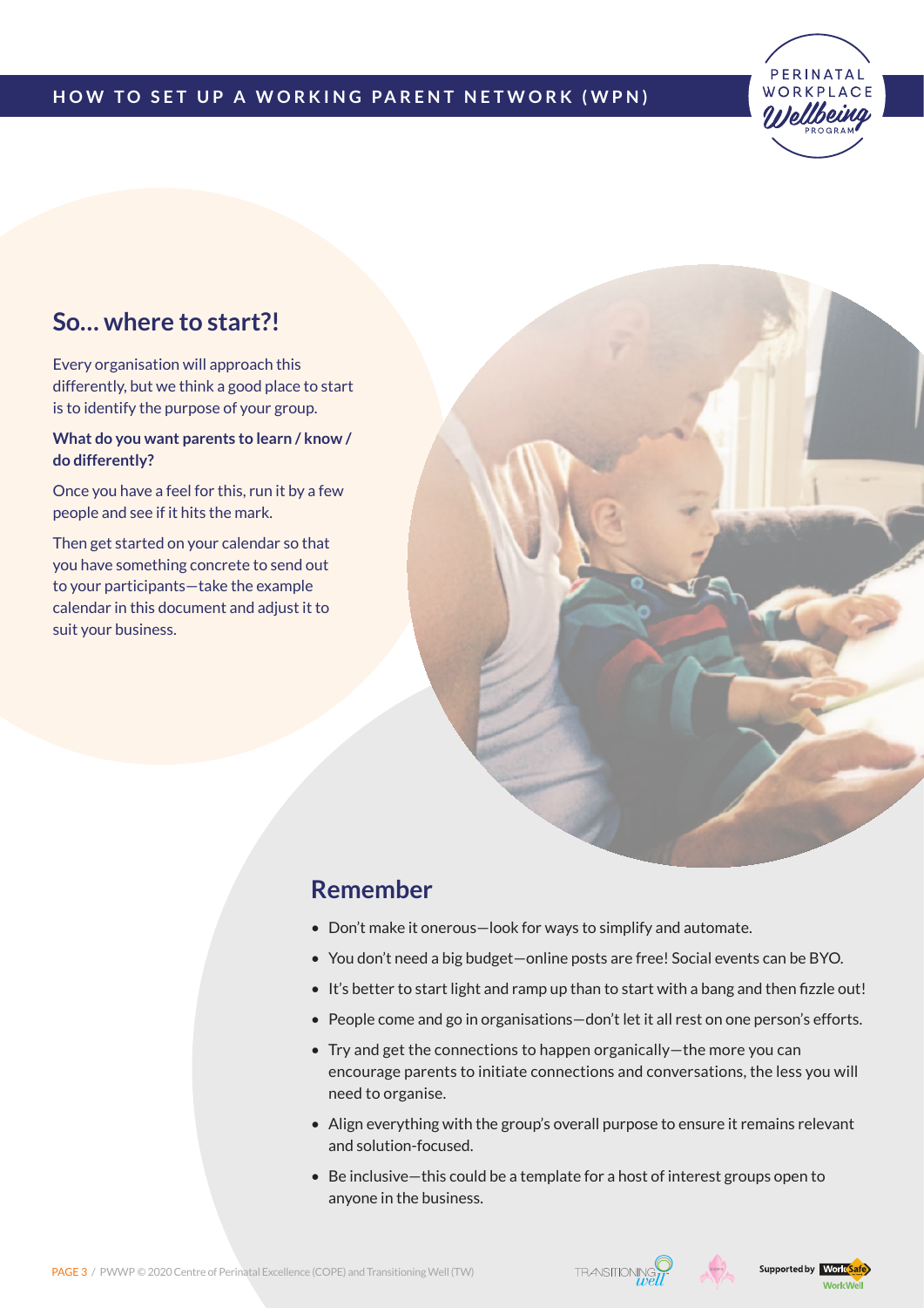## So... where to start?!

Every organisation will approach this differently, but we think a good place to start is to identify the purpose of your group.

**What do you want parents to learn / know / do differently?**

Once you have a feel for this, run it by a few people and see if it hits the mark.

Then get started on your calendar so that you have something concrete to send out to your participants—take the example calendar in this document and adjust it to suit your business.

## Remember

- Don't make it onerous—look for ways to simplify and automate.
- You don't need a big budget—online posts are free! Social events can be BYO.
- It's better to start light and ramp up than to start with a bang and then fizzle out!
- People come and go in organisations—don't let it all rest on one person's efforts.
- Try and get the connections to happen organically—the more you can encourage parents to initiate connections and conversations, the less you will need to organise.
- Align everything with the group's overall purpose to ensure it remains relevant and solution-focused.
- Be inclusive—this could be a template for a host of interest groups open to anyone in the business.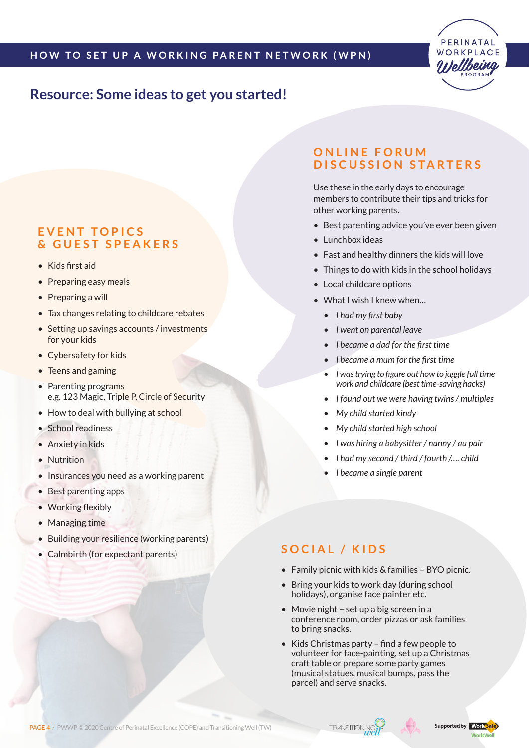## Resource: Some ideas to get you started!

### EVENT TOPICS & GUEST SPEAKERS

- Kids first aid
- Preparing easy meals
- Preparing a will
- Tax changes relating to childcare rebates
- Setting up savings accounts / investments for your kids
- Cybersafety for kids
- Teens and gaming
- Parenting programs e.g. 123 Magic, Triple P, Circle of Security
- How to deal with bullying at school
- School readiness
- Anxiety in kids
- Nutrition
- Insurances you need as a working parent
- Best parenting apps
- Working flexibly
- Managing time
- Building your resilience (working parents)
- Calmbirth (for expectant parents)

### ONLINE FORUM DISCUSSION STARTERS

Use these in the early days to encourage members to contribute their tips and tricks for other working parents.

- Best parenting advice you've ever been given
- Lunchbox ideas
- Fast and healthy dinners the kids will love
- Things to do with kids in the school holidays
- Local childcare options
- What I wish I knew when…
  - *I had my first baby*
  - *I went on parental leave*
  - *I became a dad for the first time*
  - *I became a mum for the first time*
  - *I was trying to figure out how to juggle full time work and childcare (best time-saving hacks)*
  - *I found out we were having twins / multiples*
  - *My child started kindy*
  - *My child started high school*
  - *I was hiring a babysitter / nanny / au pair*
  - *I had my second / third / fourth /…. child*
  - *I became a single parent*

### SOCIAL / KIDS

- Family picnic with kids & families – BYO picnic.
- Bring your kids to work day (during school holidays), organise face painter etc.
- Movie night – set up a big screen in a conference room, order pizzas or ask families to bring snacks.
- Kids Christmas party – find a few people to volunteer for face-painting, set up a Christmas craft table or prepare some party games (musical statues, musical bumps, pass the parcel) and serve snacks.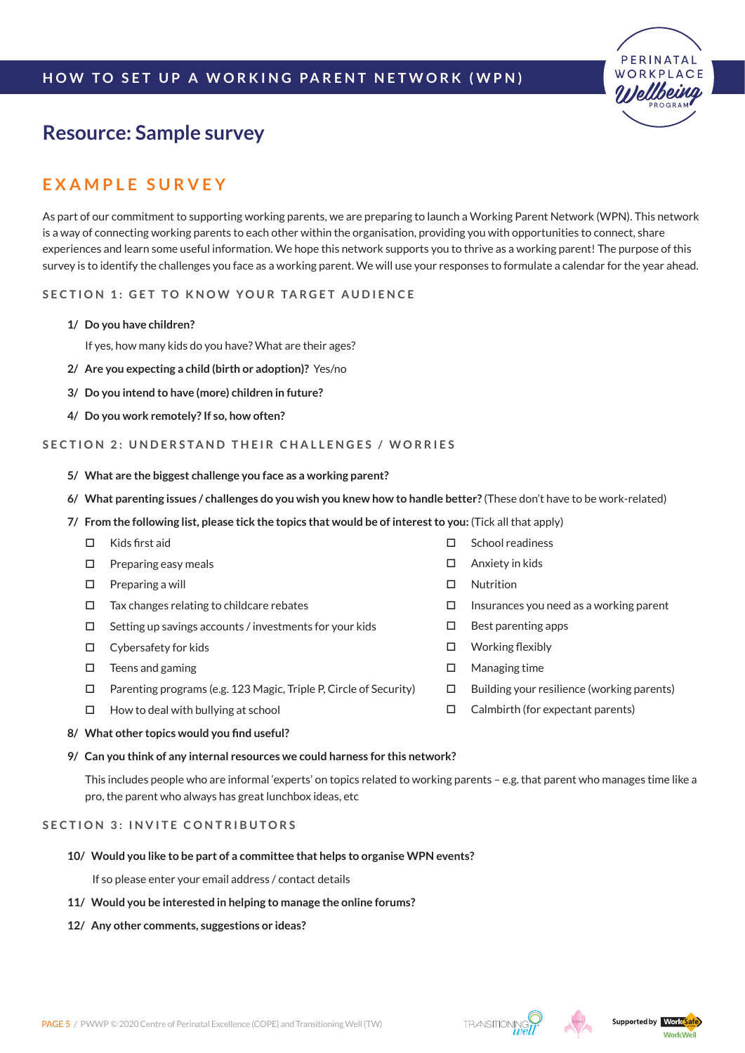## Resource: Sample survey

## EXAMPLE SURVEY

As part of our commitment to supporting working parents, we are preparing to launch a Working Parent Network (WPN). This network is a way of connecting working parents to each other within the organisation, providing you with opportunities to connect, share experiences and learn some useful information. We hope this network supports you to thrive as a working parent! The purpose of this survey is to identify the challenges you face as a working parent. We will use your responses to formulate a calendar for the year ahead.

### SECTION 1: GET TO KNOW YOUR TARGET AUDIENCE

1/ **Do you have children?**

If yes, how many kids do you have? What are their ages?

2/ **Are you expecting a child (birth or adoption)?** Yes/no

3/ **Do you intend to have (more) children in future?**

4/ **Do you work remotely? If so, how often?**

### SECTION 2: UNDERSTAND THEIR CHALLENGES / WORRIES

5/ **What are the biggest challenge you face as a working parent?**

6/ **What parenting issues / challenges do you wish you knew how to handle better?** (These don't have to be work-related)

7/ **From the following list, please tick the topics that would be of interest to you:** (Tick all that apply)

- ☐ Kids first aid
- ☐ Preparing easy meals
- ☐ Preparing a will
- ☐ Tax changes relating to childcare rebates
- ☐ Setting up savings accounts / investments for your kids
- ☐ Cybersafety for kids
- ☐ Teens and gaming
- ☐ Parenting programs (e.g. 123 Magic, Triple P, Circle of Security)
- ☐ How to deal with bullying at school
- ☐ School readiness
- ☐ Anxiety in kids
- ☐ Nutrition
- ☐ Insurances you need as a working parent
- ☐ Best parenting apps
- ☐ Working flexibly
- ☐ Managing time
- ☐ Building your resilience (working parents)
- ☐ Calmbirth (for expectant parents)

8/ **What other topics would you find useful?**

9/ **Can you think of any internal resources we could harness for this network?**

This includes people who are informal 'experts' on topics related to working parents – e.g. that parent who manages time like a pro, the parent who always has great lunchbox ideas, etc

### SECTION 3: INVITE CONTRIBUTORS

10/ **Would you like to be part of a committee that helps to organise WPN events?**

If so please enter your email address / contact details

11/ **Would you be interested in helping to manage the online forums?**

12/ **Any other comments, suggestions or ideas?**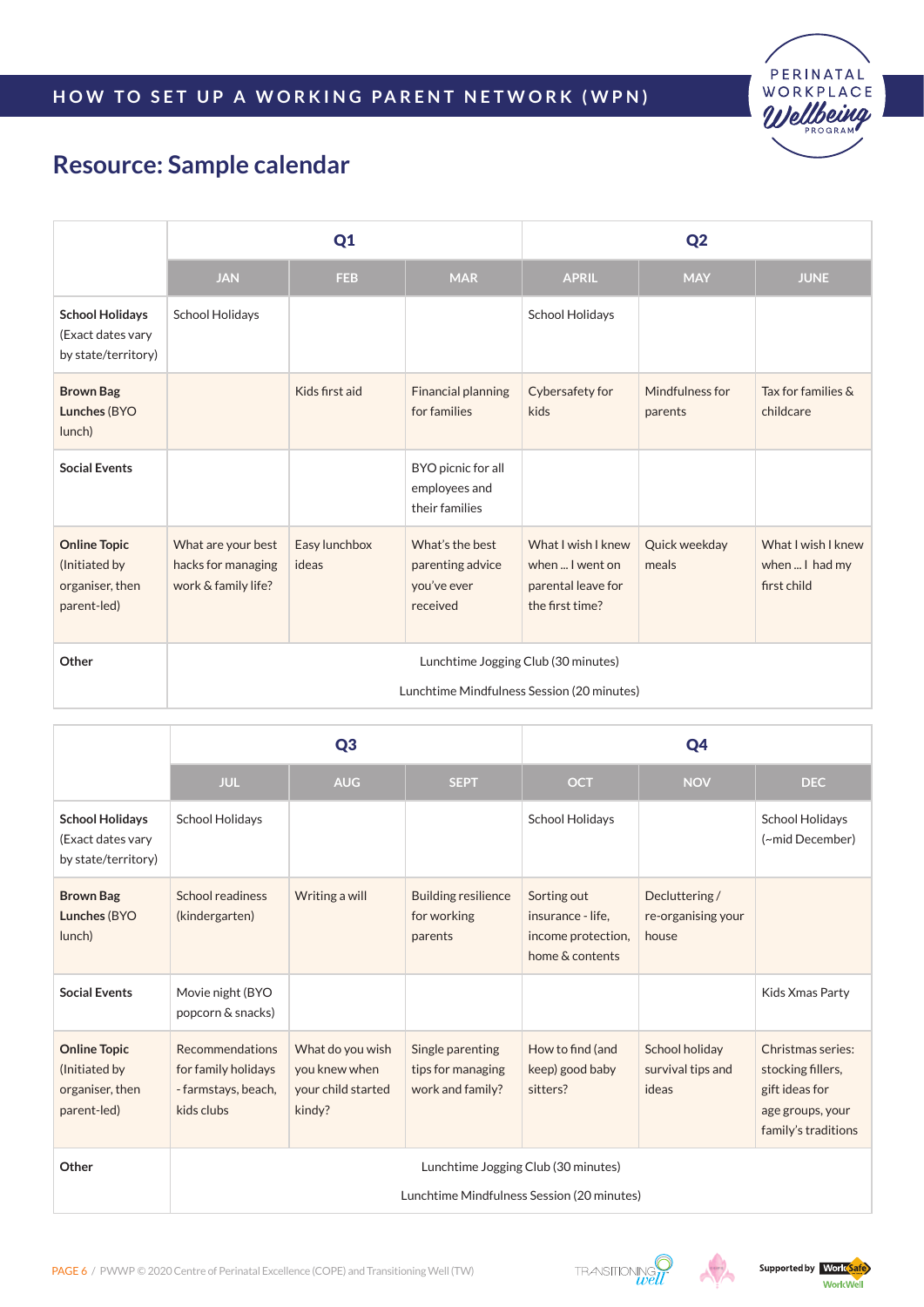## Resource: Sample calendar

| | Q1 | | | Q2 | | |
|---|---|---|---|---|---|---|
| | JAN | FEB | MAR | APRIL | MAY | JUNE |
| **School Holidays** (Exact dates vary by state/territory) | School Holidays | | | School Holidays | | |
| **Brown Bag Lunches** (BYO lunch) | | Kids first aid | Financial planning for families | Cybersafety for kids | Mindfulness for parents | Tax for families & childcare |
| **Social Events** | | | BYO picnic for all employees and their families | | | |
| **Online Topic** (Initiated by organiser, then parent-led) | What are your best hacks for managing work & family life? | Easy lunchbox ideas | What's the best parenting advice you've ever received | What I wish I knew when ... I went on parental leave for the first time? | Quick weekday meals | What I wish I knew when ... I had my first child |
| **Other** | Lunchtime Jogging Club (30 minutes)<br>Lunchtime Mindfulness Session (20 minutes) | | | | | |

| | Q3 | | | Q4 | | |
|---|---|---|---|---|---|---|
| | JUL | AUG | SEPT | OCT | NOV | DEC |
| **School Holidays** (Exact dates vary by state/territory) | School Holidays | | | School Holidays | | School Holidays (~mid December) |
| **Brown Bag Lunches** (BYO lunch) | School readiness (kindergarten) | Writing a will | Building resilience for working parents | Sorting out insurance - life, income protection, home & contents | Decluttering / re-organising your house | |
| **Social Events** | Movie night (BYO popcorn & snacks) | | | | | Kids Xmas Party |
| **Online Topic** (Initiated by organiser, then parent-led) | Recommendations for family holidays - farmstays, beach, kids clubs | What do you wish you knew when your child started kindy? | Single parenting tips for managing work and family? | How to find (and keep) good baby sitters? | School holiday survival tips and ideas | Christmas series: stocking fillers, gift ideas for age groups, your family's traditions |
| **Other** | Lunchtime Jogging Club (30 minutes)<br>Lunchtime Mindfulness Session (20 minutes) | | | | | |